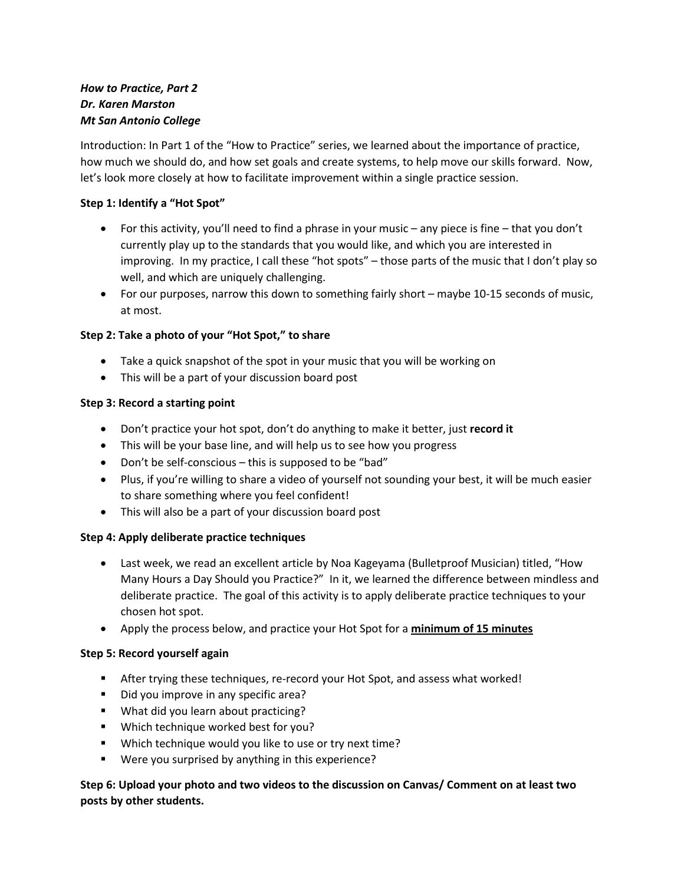***How to Practice, Part 2***
***Dr. Karen Marston***
***Mt San Antonio College***

Introduction: In Part 1 of the "How to Practice" series, we learned about the importance of practice, how much we should do, and how set goals and create systems, to help move our skills forward. Now, let's look more closely at how to facilitate improvement within a single practice session.

**Step 1: Identify a "Hot Spot"**

- For this activity, you'll need to find a phrase in your music – any piece is fine – that you don't currently play up to the standards that you would like, and which you are interested in improving. In my practice, I call these "hot spots" – those parts of the music that I don't play so well, and which are uniquely challenging.
- For our purposes, narrow this down to something fairly short – maybe 10-15 seconds of music, at most.

**Step 2: Take a photo of your "Hot Spot," to share**

- Take a quick snapshot of the spot in your music that you will be working on
- This will be a part of your discussion board post

**Step 3: Record a starting point**

- Don't practice your hot spot, don't do anything to make it better, just **record it**
- This will be your base line, and will help us to see how you progress
- Don't be self-conscious – this is supposed to be "bad"
- Plus, if you're willing to share a video of yourself not sounding your best, it will be much easier to share something where you feel confident!
- This will also be a part of your discussion board post

**Step 4: Apply deliberate practice techniques**

- Last week, we read an excellent article by Noa Kageyama (Bulletproof Musician) titled, "How Many Hours a Day Should you Practice?" In it, we learned the difference between mindless and deliberate practice. The goal of this activity is to apply deliberate practice techniques to your chosen hot spot.
- Apply the process below, and practice your Hot Spot for a <u>**minimum of 15 minutes**</u>

**Step 5: Record yourself again**

- After trying these techniques, re-record your Hot Spot, and assess what worked!
- Did you improve in any specific area?
- What did you learn about practicing?
- Which technique worked best for you?
- Which technique would you like to use or try next time?
- Were you surprised by anything in this experience?

**Step 6: Upload your photo and two videos to the discussion on Canvas/ Comment on at least two posts by other students.**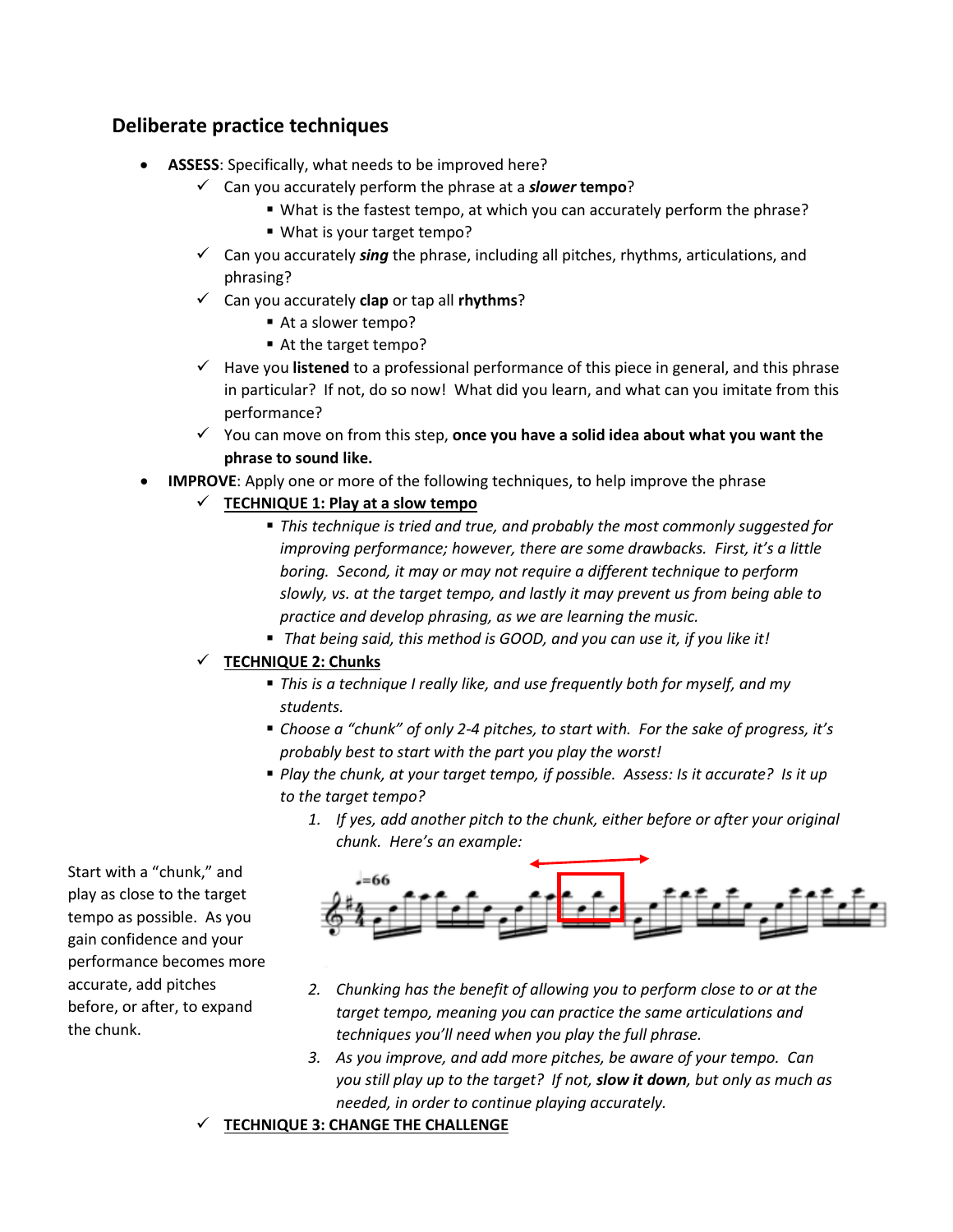## Deliberate practice techniques

- **ASSESS**: Specifically, what needs to be improved here?
  - ✓ Can you accurately perform the phrase at a ***slower*** **tempo**?
    - What is the fastest tempo, at which you can accurately perform the phrase?
    - What is your target tempo?
  - ✓ Can you accurately ***sing*** the phrase, including all pitches, rhythms, articulations, and phrasing?
  - ✓ Can you accurately **clap** or tap all **rhythms**?
    - At a slower tempo?
    - At the target tempo?
  - ✓ Have you **listened** to a professional performance of this piece in general, and this phrase in particular? If not, do so now! What did you learn, and what can you imitate from this performance?
  - ✓ You can move on from this step, **once you have a solid idea about what you want the phrase to sound like.**
- **IMPROVE**: Apply one or more of the following techniques, to help improve the phrase
  - ✓ **TECHNIQUE 1: Play at a slow tempo**
    - *This technique is tried and true, and probably the most commonly suggested for improving performance; however, there are some drawbacks. First, it's a little boring. Second, it may or may not require a different technique to perform slowly, vs. at the target tempo, and lastly it may prevent us from being able to practice and develop phrasing, as we are learning the music.*
    - *That being said, this method is GOOD, and you can use it, if you like it!*
  - ✓ **TECHNIQUE 2: Chunks**
    - *This is a technique I really like, and use frequently both for myself, and my students.*
    - *Choose a "chunk" of only 2-4 pitches, to start with. For the sake of progress, it's probably best to start with the part you play the worst!*
    - *Play the chunk, at your target tempo, if possible. Assess: Is it accurate? Is it up to the target tempo?*
      1. *If yes, add another pitch to the chunk, either before or after your original chunk. Here's an example:*

Start with a "chunk," and play as close to the target tempo as possible. As you gain confidence and your performance becomes more accurate, add pitches before, or after, to expand the chunk.

      2. *Chunking has the benefit of allowing you to perform close to or at the target tempo, meaning you can practice the same articulations and techniques you'll need when you play the full phrase.*
      3. *As you improve, and add more pitches, be aware of your tempo. Can you still play up to the target? If not,* ***slow it down****, but only as much as needed, in order to continue playing accurately.*
  - ✓ **TECHNIQUE 3: CHANGE THE CHALLENGE**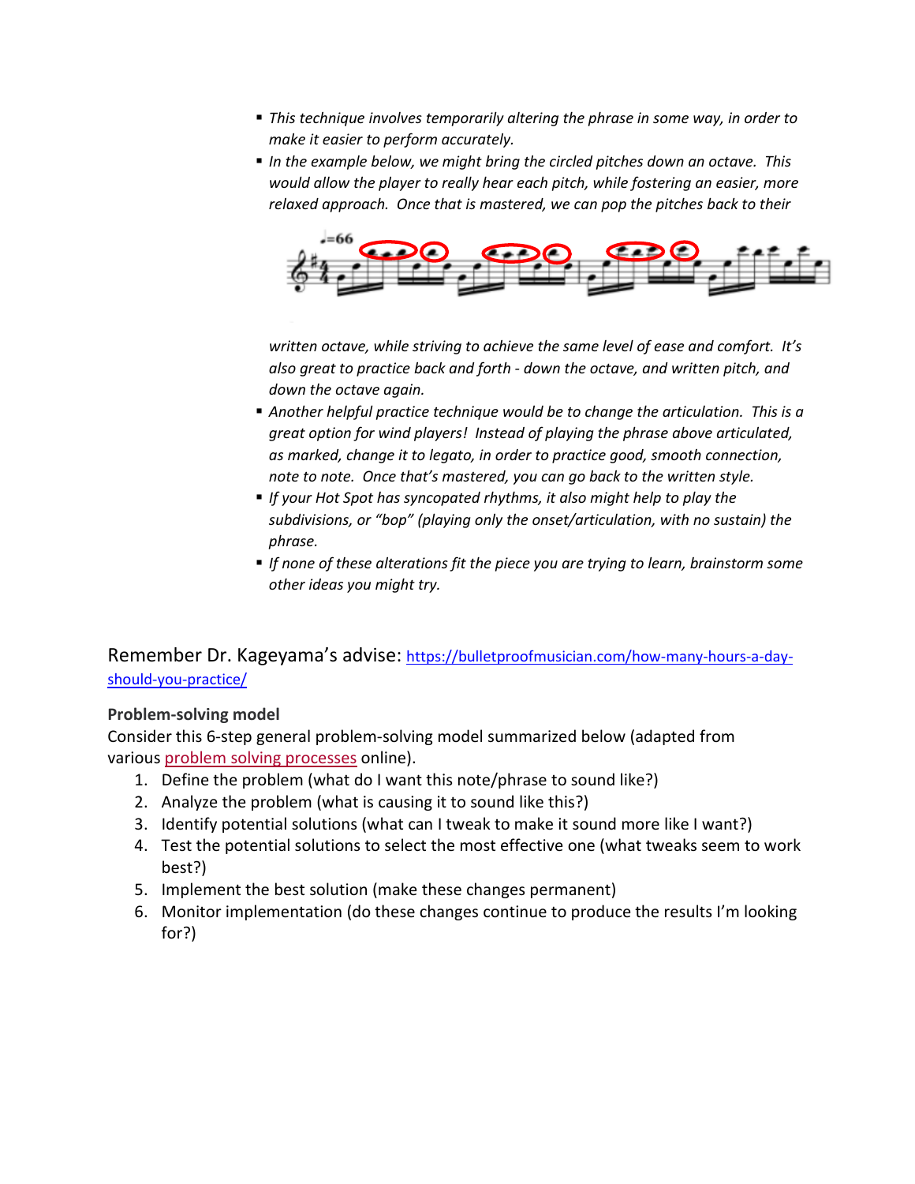- *This technique involves temporarily altering the phrase in some way, in order to make it easier to perform accurately.*
- *In the example below, we might bring the circled pitches down an octave. This would allow the player to really hear each pitch, while fostering an easier, more relaxed approach. Once that is mastered, we can pop the pitches back to their written octave, while striving to achieve the same level of ease and comfort. It's also great to practice back and forth - down the octave, and written pitch, and down the octave again.*
- *Another helpful practice technique would be to change the articulation. This is a great option for wind players! Instead of playing the phrase above articulated, as marked, change it to legato, in order to practice good, smooth connection, note to note. Once that's mastered, you can go back to the written style.*
- *If your Hot Spot has syncopated rhythms, it also might help to play the subdivisions, or "bop" (playing only the onset/articulation, with no sustain) the phrase.*
- *If none of these alterations fit the piece you are trying to learn, brainstorm some other ideas you might try.*

Remember Dr. Kageyama's advise: [https://bulletproofmusician.com/how-many-hours-a-day-should-you-practice/](https://bulletproofmusician.com/how-many-hours-a-day-should-you-practice/)

**Problem-solving model**

Consider this 6-step general problem-solving model summarized below (adapted from various problem solving processes online).

1. Define the problem (what do I want this note/phrase to sound like?)
2. Analyze the problem (what is causing it to sound like this?)
3. Identify potential solutions (what can I tweak to make it sound more like I want?)
4. Test the potential solutions to select the most effective one (what tweaks seem to work best?)
5. Implement the best solution (make these changes permanent)
6. Monitor implementation (do these changes continue to produce the results I'm looking for?)